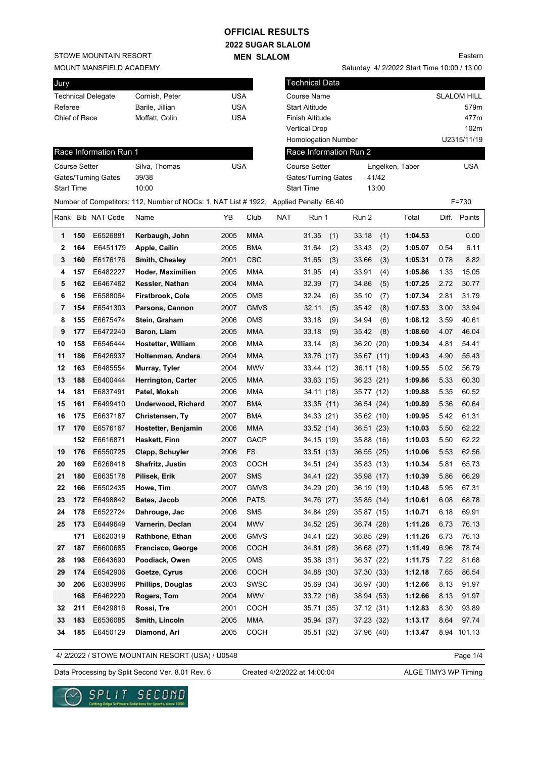# OFFICIAL RESULTS

## 2022 SUGAR SLALOM

### MEN SLALOM

STOWE MOUNTAIN RESORT
MOUNT MANSFIELD ACADEMY

Eastern

Saturday 4/ 2/2022 Start Time 10:00 / 13:00

| Jury | | |
|---|---|---|
| Technical Delegate | Cornish, Peter | USA |
| Referee | Barile, Jillian | USA |
| Chief of Race | Moffatt, Colin | USA |

| Technical Data | |
|---|---|
| Course Name | SLALOM HILL |
| Start Altitude | 579m |
| Finish Altitude | 477m |
| Vertical Drop | 102m |
| Homologation Number | U2315/11/19 |

| Race Information Run 1 | | |
|---|---|---|
| Course Setter | Silva, Thomas | USA |
| Gates/Turning Gates | 39/38 | |
| Start Time | 10:00 | |

| Race Information Run 2 | | |
|---|---|---|
| Course Setter | Engelken, Taber | USA |
| Gates/Turning Gates | 41/42 | |
| Start Time | 13:00 | |

Number of Competitors: 112, Number of NOCs: 1, NAT List # 1922, Applied Penalty 66.40 F=730

| Rank | Bib | NAT Code | Name | YB | Club | NAT | Run 1 | Run 2 | Total | Diff. | Points |
|---|---|---|---|---|---|---|---|---|---|---|---|
| 1 | 150 | E6526881 | **Kerbaugh, John** | 2005 | MMA | | 31.35 (1) | 33.18 (1) | **1:04.53** | | 0.00 |
| 2 | 164 | E6451179 | **Apple, Cailin** | 2005 | BMA | | 31.64 (2) | 33.43 (2) | **1:05.07** | 0.54 | 6.11 |
| 3 | 160 | E6176176 | **Smith, Chesley** | 2001 | CSC | | 31.65 (3) | 33.66 (3) | **1:05.31** | 0.78 | 8.82 |
| 4 | 157 | E6482227 | **Hoder, Maximilien** | 2005 | MMA | | 31.95 (4) | 33.91 (4) | **1:05.86** | 1.33 | 15.05 |
| 5 | 162 | E6467462 | **Kessler, Nathan** | 2004 | MMA | | 32.39 (7) | 34.86 (5) | **1:07.25** | 2.72 | 30.77 |
| 6 | 156 | E6588064 | **Firstbrook, Cole** | 2005 | OMS | | 32.24 (6) | 35.10 (7) | **1:07.34** | 2.81 | 31.79 |
| 7 | 154 | E6541303 | **Parsons, Cannon** | 2007 | GMVS | | 32.11 (5) | 35.42 (8) | **1:07.53** | 3.00 | 33.94 |
| 8 | 155 | E6675474 | **Stein, Graham** | 2006 | OMS | | 33.18 (9) | 34.94 (6) | **1:08.12** | 3.59 | 40.61 |
| 9 | 177 | E6472240 | **Baron, Liam** | 2005 | MMA | | 33.18 (9) | 35.42 (8) | **1:08.60** | 4.07 | 46.04 |
| 10 | 158 | E6546444 | **Hostetter, William** | 2006 | MMA | | 33.14 (8) | 36.20 (20) | **1:09.34** | 4.81 | 54.41 |
| 11 | 186 | E6426937 | **Holtenman, Anders** | 2004 | MMA | | 33.76 (17) | 35.67 (11) | **1:09.43** | 4.90 | 55.43 |
| 12 | 163 | E6485554 | **Murray, Tyler** | 2004 | MWV | | 33.44 (12) | 36.11 (18) | **1:09.55** | 5.02 | 56.79 |
| 13 | 188 | E6400444 | **Herrington, Carter** | 2005 | MMA | | 33.63 (15) | 36.23 (21) | **1:09.86** | 5.33 | 60.30 |
| 14 | 181 | E6837491 | **Patel, Moksh** | 2006 | MMA | | 34.11 (18) | 35.77 (12) | **1:09.88** | 5.35 | 60.52 |
| 15 | 161 | E6499410 | **Underwood, Richard** | 2007 | BMA | | 33.35 (11) | 36.54 (24) | **1:09.89** | 5.36 | 60.64 |
| 16 | 175 | E6637187 | **Christensen, Ty** | 2007 | BMA | | 34.33 (21) | 35.62 (10) | **1:09.95** | 5.42 | 61.31 |
| 17 | 170 | E6576167 | **Hostetter, Benjamin** | 2006 | MMA | | 33.52 (14) | 36.51 (23) | **1:10.03** | 5.50 | 62.22 |
| | 152 | E6616871 | **Haskett, Finn** | 2007 | GACP | | 34.15 (19) | 35.88 (16) | **1:10.03** | 5.50 | 62.22 |
| 19 | 176 | E6550725 | **Clapp, Schuyler** | 2006 | FS | | 33.51 (13) | 36.55 (25) | **1:10.06** | 5.53 | 62.56 |
| 20 | 169 | E6268418 | **Shafritz, Justin** | 2003 | COCH | | 34.51 (24) | 35.83 (13) | **1:10.34** | 5.81 | 65.73 |
| 21 | 180 | E6635178 | **Pilisek, Erik** | 2007 | SMS | | 34.41 (22) | 35.98 (17) | **1:10.39** | 5.86 | 66.29 |
| 22 | 166 | E6502435 | **Howe, Tim** | 2007 | GMVS | | 34.29 (20) | 36.19 (19) | **1:10.48** | 5.95 | 67.31 |
| 23 | 172 | E6498842 | **Bates, Jacob** | 2006 | PATS | | 34.76 (27) | 35.85 (14) | **1:10.61** | 6.08 | 68.78 |
| 24 | 178 | E6522724 | **Dahrouge, Jac** | 2006 | SMS | | 34.84 (29) | 35.87 (15) | **1:10.71** | 6.18 | 69.91 |
| 25 | 173 | E6449649 | **Varnerin, Declan** | 2004 | MWV | | 34.52 (25) | 36.74 (28) | **1:11.26** | 6.73 | 76.13 |
| | 171 | E6620319 | **Rathbone, Ethan** | 2006 | GMVS | | 34.41 (22) | 36.85 (29) | **1:11.26** | 6.73 | 76.13 |
| 27 | 187 | E6600685 | **Francisco, George** | 2006 | COCH | | 34.81 (28) | 36.68 (27) | **1:11.49** | 6.96 | 78.74 |
| 28 | 198 | E6643690 | **Poodiack, Owen** | 2005 | OMS | | 35.38 (31) | 36.37 (22) | **1:11.75** | 7.22 | 81.68 |
| 29 | 174 | E6542906 | **Goetze, Cyrus** | 2006 | COCH | | 34.88 (30) | 37.30 (33) | **1:12.18** | 7.65 | 86.54 |
| 30 | 206 | E6383986 | **Phillips, Douglas** | 2003 | SWSC | | 35.69 (34) | 36.97 (30) | **1:12.66** | 8.13 | 91.97 |
| | 168 | E6462220 | **Rogers, Tom** | 2004 | MWV | | 33.72 (16) | 38.94 (53) | **1:12.66** | 8.13 | 91.97 |
| 32 | 211 | E6429816 | **Rossi, Tre** | 2001 | COCH | | 35.71 (35) | 37.12 (31) | **1:12.83** | 8.30 | 93.89 |
| 33 | 183 | E6536085 | **Smith, Lincoln** | 2005 | MMA | | 35.94 (37) | 37.23 (32) | **1:13.17** | 8.64 | 97.74 |
| 34 | 185 | E6450129 | **Diamond, Ari** | 2005 | COCH | | 35.51 (32) | 37.96 (40) | **1:13.47** | 8.94 | 101.13 |

4/ 2/2022 / STOWE MOUNTAIN RESORT (USA) / U0548

Data Processing by Split Second Ver. 8.01 Rev. 6 Created 4/2/2022 at 14:00:04 ALGE TIMY3 WP Timing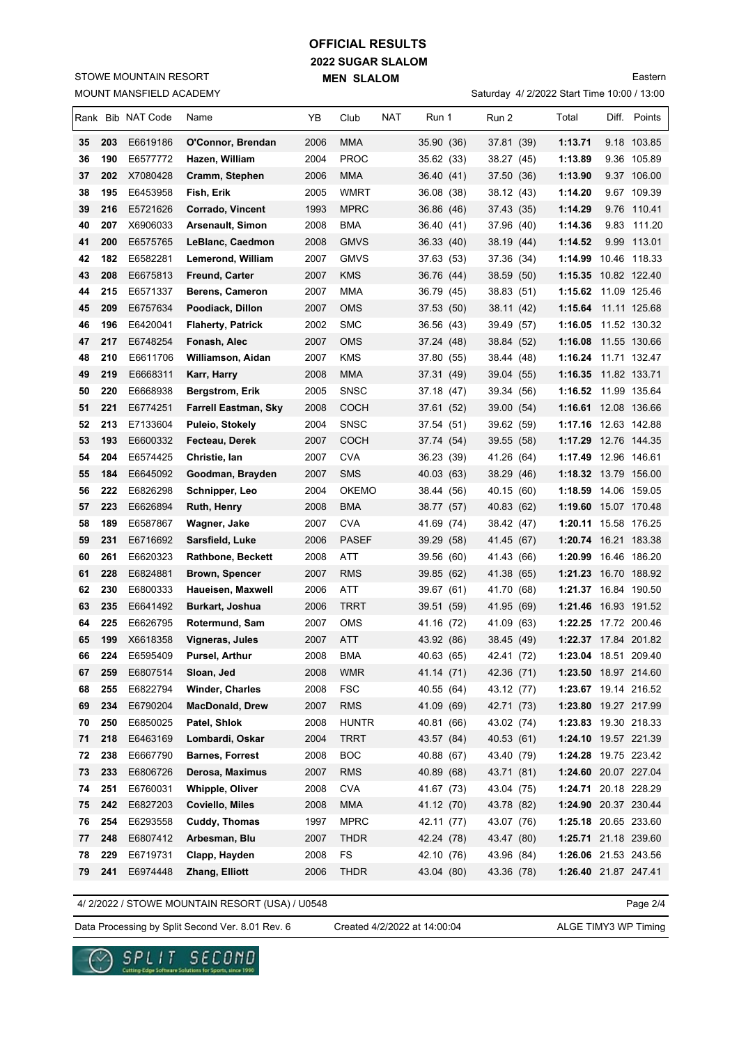# OFFICIAL RESULTS

## 2022 SUGAR SLALOM

### MEN SLALOM

STOWE MOUNTAIN RESORT
MOUNT MANSFIELD ACADEMY

Eastern
Saturday 4/ 2/2022 Start Time 10:00 / 13:00

| Rank | Bib | NAT Code | Name | YB | Club | NAT | Run 1 | Run 2 | Total | Diff. | Points |
|---|---|---|---|---|---|---|---|---|---|---|---|
| 35 | 203 | E6619186 | O'Connor, Brendan | 2006 | MMA | | 35.90 (36) | 37.81 (39) | 1:13.71 | 9.18 | 103.85 |
| 36 | 190 | E6577772 | Hazen, William | 2004 | PROC | | 35.62 (33) | 38.27 (45) | 1:13.89 | 9.36 | 105.89 |
| 37 | 202 | X7080428 | Cramm, Stephen | 2006 | MMA | | 36.40 (41) | 37.50 (36) | 1:13.90 | 9.37 | 106.00 |
| 38 | 195 | E6453958 | Fish, Erik | 2005 | WMRT | | 36.08 (38) | 38.12 (43) | 1:14.20 | 9.67 | 109.39 |
| 39 | 216 | E5721626 | Corrado, Vincent | 1993 | MPRC | | 36.86 (46) | 37.43 (35) | 1:14.29 | 9.76 | 110.41 |
| 40 | 207 | X6906033 | Arsenault, Simon | 2008 | BMA | | 36.40 (41) | 37.96 (40) | 1:14.36 | 9.83 | 111.20 |
| 41 | 200 | E6575765 | LeBlanc, Caedmon | 2008 | GMVS | | 36.33 (40) | 38.19 (44) | 1:14.52 | 9.99 | 113.01 |
| 42 | 182 | E6582281 | Lemerond, William | 2007 | GMVS | | 37.63 (53) | 37.36 (34) | 1:14.99 | 10.46 | 118.33 |
| 43 | 208 | E6675813 | Freund, Carter | 2007 | KMS | | 36.76 (44) | 38.59 (50) | 1:15.35 | 10.82 | 122.40 |
| 44 | 215 | E6571337 | Berens, Cameron | 2007 | MMA | | 36.79 (45) | 38.83 (51) | 1:15.62 | 11.09 | 125.46 |
| 45 | 209 | E6757634 | Poodiack, Dillon | 2007 | OMS | | 37.53 (50) | 38.11 (42) | 1:15.64 | 11.11 | 125.68 |
| 46 | 196 | E6420041 | Flaherty, Patrick | 2002 | SMC | | 36.56 (43) | 39.49 (57) | 1:16.05 | 11.52 | 130.32 |
| 47 | 217 | E6748254 | Fonash, Alec | 2007 | OMS | | 37.24 (48) | 38.84 (52) | 1:16.08 | 11.55 | 130.66 |
| 48 | 210 | E6611706 | Williamson, Aidan | 2007 | KMS | | 37.80 (55) | 38.44 (48) | 1:16.24 | 11.71 | 132.47 |
| 49 | 219 | E6668311 | Karr, Harry | 2008 | MMA | | 37.31 (49) | 39.04 (55) | 1:16.35 | 11.82 | 133.71 |
| 50 | 220 | E6668938 | Bergstrom, Erik | 2005 | SNSC | | 37.18 (47) | 39.34 (56) | 1:16.52 | 11.99 | 135.64 |
| 51 | 221 | E6774251 | Farrell Eastman, Sky | 2008 | COCH | | 37.61 (52) | 39.00 (54) | 1:16.61 | 12.08 | 136.66 |
| 52 | 213 | E7133604 | Puleio, Stokely | 2004 | SNSC | | 37.54 (51) | 39.62 (59) | 1:17.16 | 12.63 | 142.88 |
| 53 | 193 | E6600332 | Fecteau, Derek | 2007 | COCH | | 37.74 (54) | 39.55 (58) | 1:17.29 | 12.76 | 144.35 |
| 54 | 204 | E6574425 | Christie, Ian | 2007 | CVA | | 36.23 (39) | 41.26 (64) | 1:17.49 | 12.96 | 146.61 |
| 55 | 184 | E6645092 | Goodman, Brayden | 2007 | SMS | | 40.03 (63) | 38.29 (46) | 1:18.32 | 13.79 | 156.00 |
| 56 | 222 | E6826298 | Schnipper, Leo | 2004 | OKEMO | | 38.44 (56) | 40.15 (60) | 1:18.59 | 14.06 | 159.05 |
| 57 | 223 | E6626894 | Ruth, Henry | 2008 | BMA | | 38.77 (57) | 40.83 (62) | 1:19.60 | 15.07 | 170.48 |
| 58 | 189 | E6587867 | Wagner, Jake | 2007 | CVA | | 41.69 (74) | 38.42 (47) | 1:20.11 | 15.58 | 176.25 |
| 59 | 231 | E6716692 | Sarsfield, Luke | 2006 | PASEF | | 39.29 (58) | 41.45 (67) | 1:20.74 | 16.21 | 183.38 |
| 60 | 261 | E6620323 | Rathbone, Beckett | 2008 | ATT | | 39.56 (60) | 41.43 (66) | 1:20.99 | 16.46 | 186.20 |
| 61 | 228 | E6824881 | Brown, Spencer | 2007 | RMS | | 39.85 (62) | 41.38 (65) | 1:21.23 | 16.70 | 188.92 |
| 62 | 230 | E6800333 | Haueisen, Maxwell | 2006 | ATT | | 39.67 (61) | 41.70 (68) | 1:21.37 | 16.84 | 190.50 |
| 63 | 235 | E6641492 | Burkart, Joshua | 2006 | TRRT | | 39.51 (59) | 41.95 (69) | 1:21.46 | 16.93 | 191.52 |
| 64 | 225 | E6626795 | Rotermund, Sam | 2007 | OMS | | 41.16 (72) | 41.09 (63) | 1:22.25 | 17.72 | 200.46 |
| 65 | 199 | X6618358 | Vigneras, Jules | 2007 | ATT | | 43.92 (86) | 38.45 (49) | 1:22.37 | 17.84 | 201.82 |
| 66 | 224 | E6595409 | Pursel, Arthur | 2008 | BMA | | 40.63 (65) | 42.41 (72) | 1:23.04 | 18.51 | 209.40 |
| 67 | 259 | E6807514 | Sloan, Jed | 2008 | WMR | | 41.14 (71) | 42.36 (71) | 1:23.50 | 18.97 | 214.60 |
| 68 | 255 | E6822794 | Winder, Charles | 2008 | FSC | | 40.55 (64) | 43.12 (77) | 1:23.67 | 19.14 | 216.52 |
| 69 | 234 | E6790204 | MacDonald, Drew | 2007 | RMS | | 41.09 (69) | 42.71 (73) | 1:23.80 | 19.27 | 217.99 |
| 70 | 250 | E6850025 | Patel, Shlok | 2008 | HUNTR | | 40.81 (66) | 43.02 (74) | 1:23.83 | 19.30 | 218.33 |
| 71 | 218 | E6463169 | Lombardi, Oskar | 2004 | TRRT | | 43.57 (84) | 40.53 (61) | 1:24.10 | 19.57 | 221.39 |
| 72 | 238 | E6667790 | Barnes, Forrest | 2008 | BOC | | 40.88 (67) | 43.40 (79) | 1:24.28 | 19.75 | 223.42 |
| 73 | 233 | E6806726 | Derosa, Maximus | 2007 | RMS | | 40.89 (68) | 43.71 (81) | 1:24.60 | 20.07 | 227.04 |
| 74 | 251 | E6760031 | Whipple, Oliver | 2008 | CVA | | 41.67 (73) | 43.04 (75) | 1:24.71 | 20.18 | 228.29 |
| 75 | 242 | E6827203 | Coviello, Miles | 2008 | MMA | | 41.12 (70) | 43.78 (82) | 1:24.90 | 20.37 | 230.44 |
| 76 | 254 | E6293558 | Cuddy, Thomas | 1997 | MPRC | | 42.11 (77) | 43.07 (76) | 1:25.18 | 20.65 | 233.60 |
| 77 | 248 | E6807412 | Arbesman, Blu | 2007 | THDR | | 42.24 (78) | 43.47 (80) | 1:25.71 | 21.18 | 239.60 |
| 78 | 229 | E6719731 | Clapp, Hayden | 2008 | FS | | 42.10 (76) | 43.96 (84) | 1:26.06 | 21.53 | 243.56 |
| 79 | 241 | E6974448 | Zhang, Elliott | 2006 | THDR | | 43.04 (80) | 43.36 (78) | 1:26.40 | 21.87 | 247.41 |

4/ 2/2022 / STOWE MOUNTAIN RESORT (USA) / U0548

Data Processing by Split Second Ver. 8.01 Rev. 6 | Created 4/2/2022 at 14:00:04 | ALGE TIMY3 WP Timing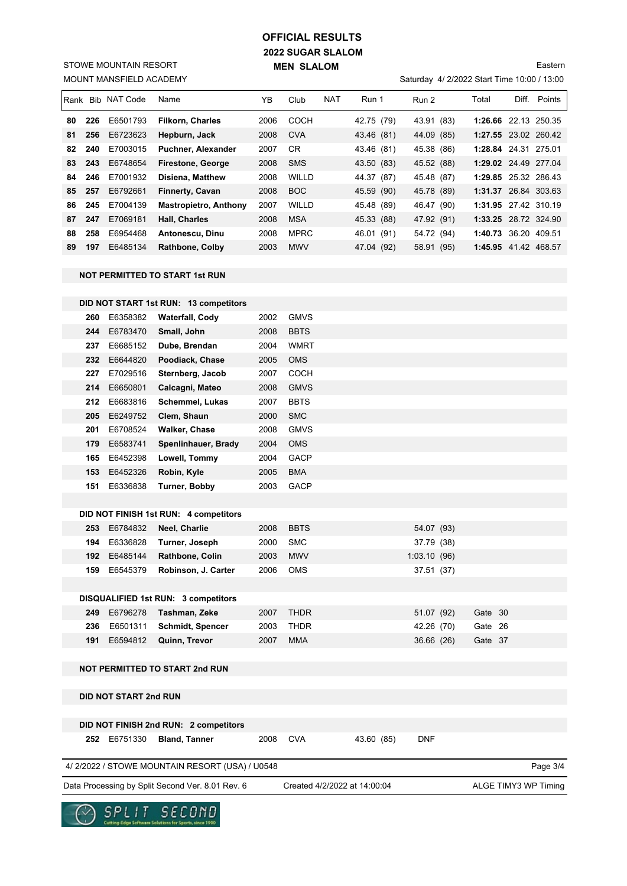# OFFICIAL RESULTS

## 2022 SUGAR SLALOM

### MEN SLALOM

STOWE MOUNTAIN RESORT

MOUNT MANSFIELD ACADEMY

Eastern

Saturday 4/ 2/2022 Start Time 10:00 / 13:00

| Rank | Bib | NAT Code | Name | YB | Club | NAT | Run 1 | Run 2 | Total | Diff. | Points |
|---|---|---|---|---|---|---|---|---|---|---|---|
| **80** | **226** | E6501793 | **Filkorn, Charles** | 2006 | COCH | | 42.75 (79) | 43.91 (83) | **1:26.66** | 22.13 | 250.35 |
| **81** | **256** | E6723623 | **Hepburn, Jack** | 2008 | CVA | | 43.46 (81) | 44.09 (85) | **1:27.55** | 23.02 | 260.42 |
| **82** | **240** | E7003015 | **Puchner, Alexander** | 2007 | CR | | 43.46 (81) | 45.38 (86) | **1:28.84** | 24.31 | 275.01 |
| **83** | **243** | E6748654 | **Firestone, George** | 2008 | SMS | | 43.50 (83) | 45.52 (88) | **1:29.02** | 24.49 | 277.04 |
| **84** | **246** | E7001932 | **Disiena, Matthew** | 2008 | WILLD | | 44.37 (87) | 45.48 (87) | **1:29.85** | 25.32 | 286.43 |
| **85** | **257** | E6792661 | **Finnerty, Cavan** | 2008 | BOC | | 45.59 (90) | 45.78 (89) | **1:31.37** | 26.84 | 303.63 |
| **86** | **245** | E7004139 | **Mastropietro, Anthony** | 2007 | WILLD | | 45.48 (89) | 46.47 (90) | **1:31.95** | 27.42 | 310.19 |
| **87** | **247** | E7069181 | **Hall, Charles** | 2008 | MSA | | 45.33 (88) | 47.92 (91) | **1:33.25** | 28.72 | 324.90 |
| **88** | **258** | E6954468 | **Antonescu, Dinu** | 2008 | MPRC | | 46.01 (91) | 54.72 (94) | **1:40.73** | 36.20 | 409.51 |
| **89** | **197** | E6485134 | **Rathbone, Colby** | 2003 | MWV | | 47.04 (92) | 58.91 (95) | **1:45.95** | 41.42 | 468.57 |

**NOT PERMITTED TO START 1st RUN**

**DID NOT START 1st RUN: 13 competitors**

| Bib | NAT Code | Name | YB | Club |
|---|---|---|---|---|
| **260** | E6358382 | **Waterfall, Cody** | 2002 | GMVS |
| **244** | E6783470 | **Small, John** | 2008 | BBTS |
| **237** | E6685152 | **Dube, Brendan** | 2004 | WMRT |
| **232** | E6644820 | **Poodiack, Chase** | 2005 | OMS |
| **227** | E7029516 | **Sternberg, Jacob** | 2007 | COCH |
| **214** | E6650801 | **Calcagni, Mateo** | 2008 | GMVS |
| **212** | E6683816 | **Schemmel, Lukas** | 2007 | BBTS |
| **205** | E6249752 | **Clem, Shaun** | 2000 | SMC |
| **201** | E6708524 | **Walker, Chase** | 2008 | GMVS |
| **179** | E6583741 | **Spenlinhauer, Brady** | 2004 | OMS |
| **165** | E6452398 | **Lowell, Tommy** | 2004 | GACP |
| **153** | E6452326 | **Robin, Kyle** | 2005 | BMA |
| **151** | E6336838 | **Turner, Bobby** | 2003 | GACP |

**DID NOT FINISH 1st RUN: 4 competitors**

| Bib | NAT Code | Name | YB | Club | Run 2 |
|---|---|---|---|---|---|
| **253** | E6784832 | **Neel, Charlie** | 2008 | BBTS | 54.07 (93) |
| **194** | E6336828 | **Turner, Joseph** | 2000 | SMC | 37.79 (38) |
| **192** | E6485144 | **Rathbone, Colin** | 2003 | MWV | 1:03.10 (96) |
| **159** | E6545379 | **Robinson, J. Carter** | 2006 | OMS | 37.51 (37) |

**DISQUALIFIED 1st RUN: 3 competitors**

| Bib | NAT Code | Name | YB | Club | Run 2 | Total |
|---|---|---|---|---|---|---|
| **249** | E6796278 | **Tashman, Zeke** | 2007 | THDR | 51.07 (92) | Gate 30 |
| **236** | E6501311 | **Schmidt, Spencer** | 2003 | THDR | 42.26 (70) | Gate 26 |
| **191** | E6594812 | **Quinn, Trevor** | 2007 | MMA | 36.66 (26) | Gate 37 |

**NOT PERMITTED TO START 2nd RUN**

**DID NOT START 2nd RUN**

**DID NOT FINISH 2nd RUN: 2 competitors**

| Bib | NAT Code | Name | YB | Club | Run 1 | Run 2 |
|---|---|---|---|---|---|---|
| **252** | E6751330 | **Bland, Tanner** | 2008 | CVA | 43.60 (85) | DNF |

4/ 2/2022 / STOWE MOUNTAIN RESORT (USA) / U0548

Data Processing by Split Second Ver. 8.01 Rev. 6 Created 4/2/2022 at 14:00:04 ALGE TIMY3 WP Timing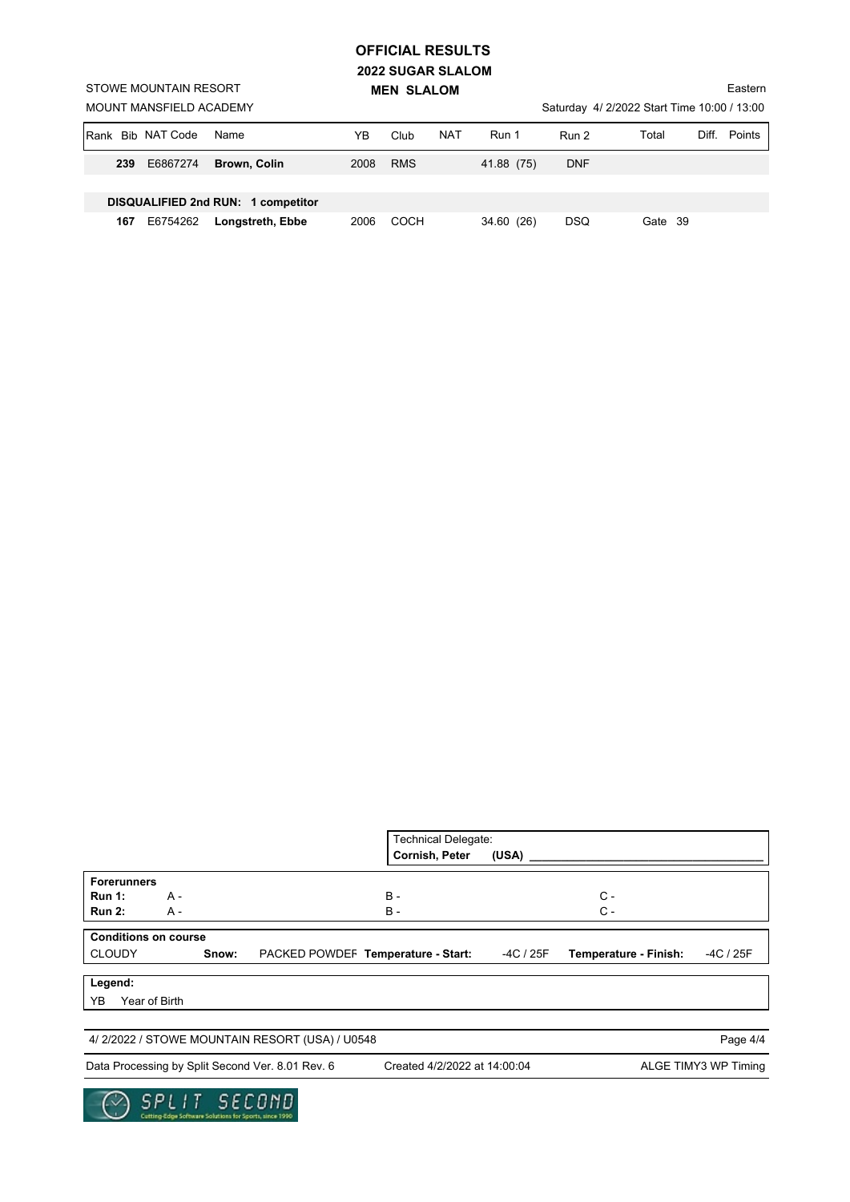# OFFICIAL RESULTS

## 2022 SUGAR SLALOM

### MEN SLALOM

STOWE MOUNTAIN RESORT
MOUNT MANSFIELD ACADEMY

Eastern
Saturday 4/ 2/2022 Start Time 10:00 / 13:00

| Rank | Bib | NAT Code | Name | YB | Club | NAT | Run 1 | Run 2 | Total | Diff. | Points |
|---|---|---|---|---|---|---|---|---|---|---|---|
| | 239 | E6867274 | **Brown, Colin** | 2008 | RMS | | 41.88 (75) | DNF | | | |
| **DISQUALIFIED 2nd RUN: 1 competitor** | | | | | | | | | | | |
| | 167 | E6754262 | **Longstreth, Ebbe** | 2006 | COCH | | 34.60 (26) | DSQ | Gate 39 | | |

Technical Delegate:
**Cornish, Peter** (USA) ____________________

| **Forerunners** | | | |
|---|---|---|---|
| **Run 1:** | A - | B - | C - |
| **Run 2:** | A - | B - | C - |

**Conditions on course**

| CLOUDY | **Snow:** | PACKED POWDEF | **Temperature - Start:** | -4C / 25F | **Temperature - Finish:** | -4C / 25F |
|---|---|---|---|---|---|---|

**Legend:**
YB Year of Birth

4/ 2/2022 / STOWE MOUNTAIN RESORT (USA) / U0548

Data Processing by Split Second Ver. 8.01 Rev. 6 | Created 4/2/2022 at 14:00:04 | ALGE TIMY3 WP Timing